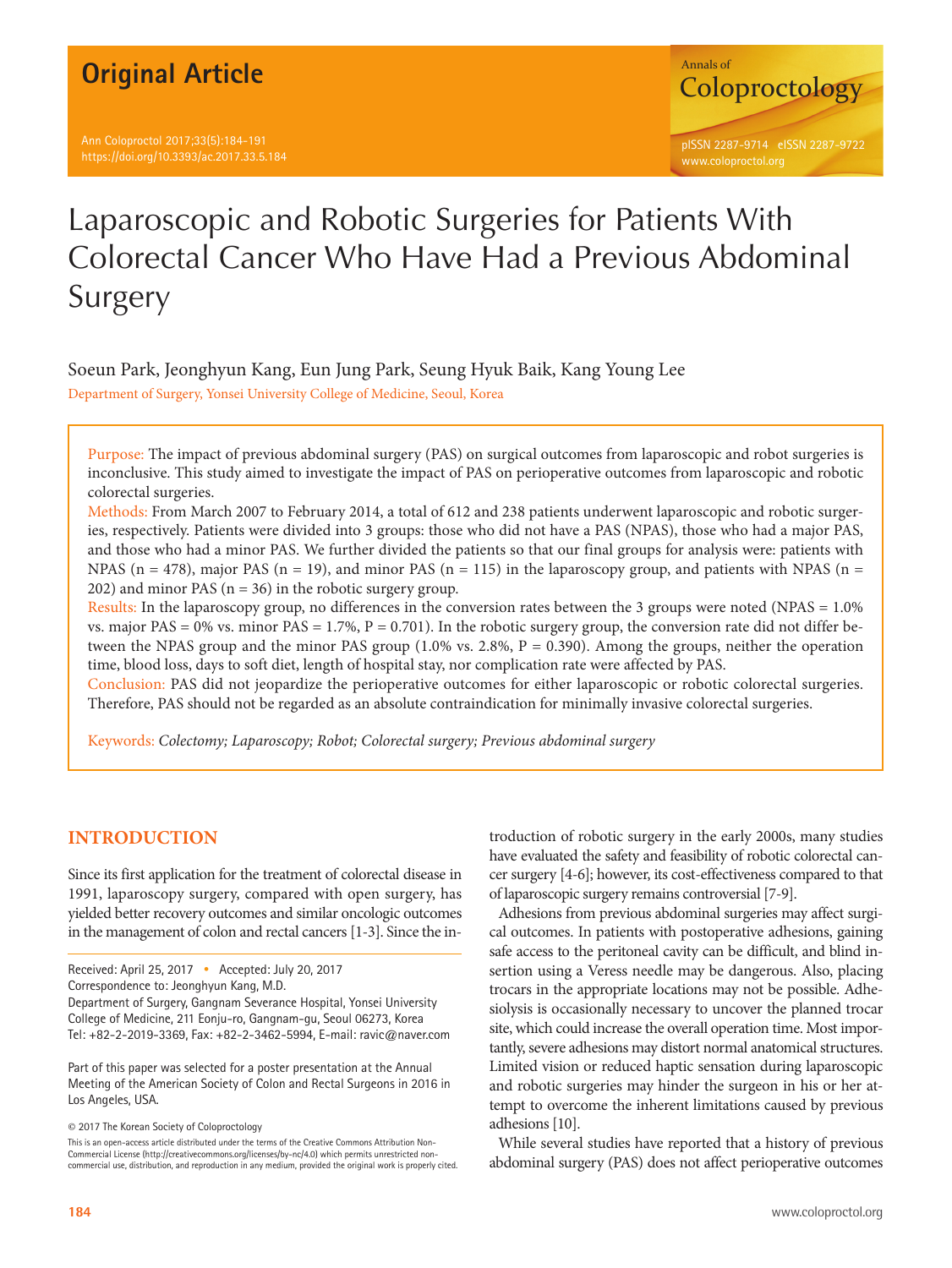Original Article

# Laparoscopic and Robotic Surgeries for Patients With Colorectal Cancer Who Have Had a Previous Abdominal Surgery

Soeun Park, Jeonghyun Kang, Eun Jung Park, Seung Hyuk Baik, Kang Young Lee

Department of Surgery, Yonsei University College of Medicine, Seoul, Korea

**Purpose:** The impact of previous abdominal surgery (PAS) on surgical outcomes from laparoscopic and robot surgeries is inconclusive. This study aimed to investigate the impact of PAS on perioperative outcomes from laparoscopic and robotic colorectal surgeries.

**Methods:** From March 2007 to February 2014, a total of 612 and 238 patients underwent laparoscopic and robotic surgeries, respectively. Patients were divided into 3 groups: those who did not have a PAS (NPAS), those who had a major PAS, and those who had a minor PAS. We further divided the patients so that our final groups for analysis were: patients with NPAS (n = 478), major PAS (n = 19), and minor PAS (n = 115) in the laparoscopy group, and patients with NPAS (n = 202) and minor PAS (n = 36) in the robotic surgery group.

**Results:** In the laparoscopy group, no differences in the conversion rates between the 3 groups were noted (NPAS = 1.0% vs. major PAS = 0% vs. minor PAS = 1.7%, P = 0.701). In the robotic surgery group, the conversion rate did not differ between the NPAS group and the minor PAS group (1.0% vs. 2.8%, P = 0.390). Among the groups, neither the operation time, blood loss, days to soft diet, length of hospital stay, nor complication rate were affected by PAS.

**Conclusion:** PAS did not jeopardize the perioperative outcomes for either laparoscopic or robotic colorectal surgeries. Therefore, PAS should not be regarded as an absolute contraindication for minimally invasive colorectal surgeries.

**Keywords:** *Colectomy; Laparoscopy; Robot; Colorectal surgery; Previous abdominal surgery*

## INTRODUCTION

Since its first application for the treatment of colorectal disease in 1991, laparoscopy surgery, compared with open surgery, has yielded better recovery outcomes and similar oncologic outcomes in the management of colon and rectal cancers [1-3]. Since the introduction of robotic surgery in the early 2000s, many studies have evaluated the safety and feasibility of robotic colorectal cancer surgery [4-6]; however, its cost-effectiveness compared to that of laparoscopic surgery remains controversial [7-9].

Adhesions from previous abdominal surgeries may affect surgical outcomes. In patients with postoperative adhesions, gaining safe access to the peritoneal cavity can be difficult, and blind insertion using a Veress needle may be dangerous. Also, placing trocars in the appropriate locations may not be possible. Adhesiolysis is occasionally necessary to uncover the planned trocar site, which could increase the overall operation time. Most importantly, severe adhesions may distort normal anatomical structures. Limited vision or reduced haptic sensation during laparoscopic and robotic surgeries may hinder the surgeon in his or her attempt to overcome the inherent limitations caused by previous adhesions [10].

While several studies have reported that a history of previous abdominal surgery (PAS) does not affect perioperative outcomes

Received: April 25, 2017 • Accepted: July 20, 2017

Correspondence to: Jeonghyun Kang, M.D.

Department of Surgery, Gangnam Severance Hospital, Yonsei University College of Medicine, 211 Eonju-ro, Gangnam-gu, Seoul 06273, Korea

Tel: +82-2-2019-3369, Fax: +82-2-3462-5994, E-mail: ravic@naver.com

Part of this paper was selected for a poster presentation at the Annual Meeting of the American Society of Colon and Rectal Surgeons in 2016 in Los Angeles, USA.

© 2017 The Korean Society of Coloproctology

This is an open-access article distributed under the terms of the Creative Commons Attribution Non-Commercial License (http://creativecommons.org/licenses/by-nc/4.0) which permits unrestricted non-commercial use, distribution, and reproduction in any medium, provided the original work is properly cited.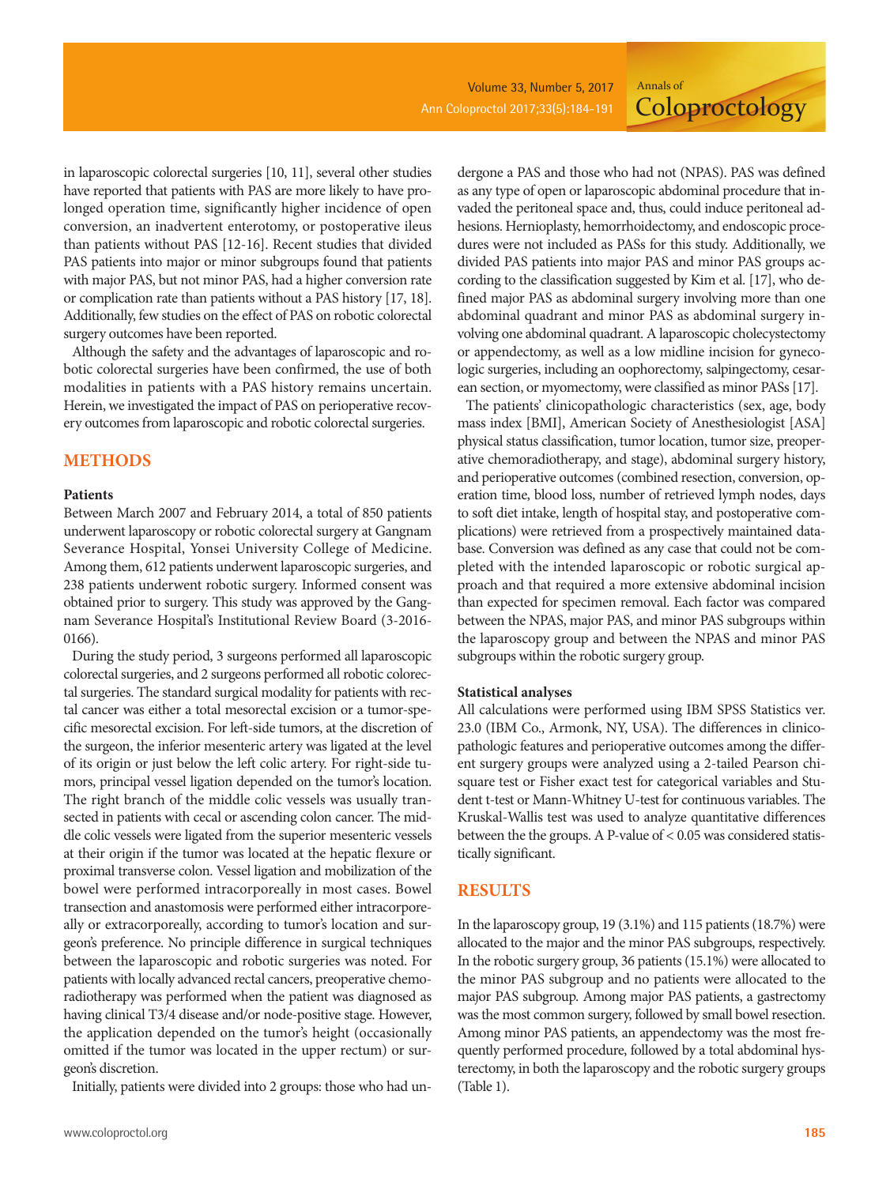in laparoscopic colorectal surgeries [10, 11], several other studies have reported that patients with PAS are more likely to have prolonged operation time, significantly higher incidence of open conversion, an inadvertent enterotomy, or postoperative ileus than patients without PAS [12-16]. Recent studies that divided PAS patients into major or minor subgroups found that patients with major PAS, but not minor PAS, had a higher conversion rate or complication rate than patients without a PAS history [17, 18]. Additionally, few studies on the effect of PAS on robotic colorectal surgery outcomes have been reported.

Although the safety and the advantages of laparoscopic and robotic colorectal surgeries have been confirmed, the use of both modalities in patients with a PAS history remains uncertain. Herein, we investigated the impact of PAS on perioperative recovery outcomes from laparoscopic and robotic colorectal surgeries.

## METHODS

### Patients

Between March 2007 and February 2014, a total of 850 patients underwent laparoscopy or robotic colorectal surgery at Gangnam Severance Hospital, Yonsei University College of Medicine. Among them, 612 patients underwent laparoscopic surgeries, and 238 patients underwent robotic surgery. Informed consent was obtained prior to surgery. This study was approved by the Gangnam Severance Hospital's Institutional Review Board (3-2016-0166).

During the study period, 3 surgeons performed all laparoscopic colorectal surgeries, and 2 surgeons performed all robotic colorectal surgeries. The standard surgical modality for patients with rectal cancer was either a total mesorectal excision or a tumor-specific mesorectal excision. For left-side tumors, at the discretion of the surgeon, the inferior mesenteric artery was ligated at the level of its origin or just below the left colic artery. For right-side tumors, principal vessel ligation depended on the tumor's location. The right branch of the middle colic vessels was usually transected in patients with cecal or ascending colon cancer. The middle colic vessels were ligated from the superior mesenteric vessels at their origin if the tumor was located at the hepatic flexure or proximal transverse colon. Vessel ligation and mobilization of the bowel were performed intracorporeally in most cases. Bowel transection and anastomosis were performed either intracorporeally or extracorporeally, according to tumor's location and surgeon's preference. No principle difference in surgical techniques between the laparoscopic and robotic surgeries was noted. For patients with locally advanced rectal cancers, preoperative chemoradiotherapy was performed when the patient was diagnosed as having clinical T3/4 disease and/or node-positive stage. However, the application depended on the tumor's height (occasionally omitted if the tumor was located in the upper rectum) or surgeon's discretion.

Initially, patients were divided into 2 groups: those who had undergone a PAS and those who had not (NPAS). PAS was defined as any type of open or laparoscopic abdominal procedure that invaded the peritoneal space and, thus, could induce peritoneal adhesions. Hernioplasty, hemorrhoidectomy, and endoscopic procedures were not included as PASs for this study. Additionally, we divided PAS patients into major PAS and minor PAS groups according to the classification suggested by Kim et al. [17], who defined major PAS as abdominal surgery involving more than one abdominal quadrant and minor PAS as abdominal surgery involving one abdominal quadrant. A laparoscopic cholecystectomy or appendectomy, as well as a low midline incision for gynecologic surgeries, including an oophorectomy, salpingectomy, cesarean section, or myomectomy, were classified as minor PASs [17].

The patients' clinicopathologic characteristics (sex, age, body mass index [BMI], American Society of Anesthesiologist [ASA] physical status classification, tumor location, tumor size, preoperative chemoradiotherapy, and stage), abdominal surgery history, and perioperative outcomes (combined resection, conversion, operation time, blood loss, number of retrieved lymph nodes, days to soft diet intake, length of hospital stay, and postoperative complications) were retrieved from a prospectively maintained database. Conversion was defined as any case that could not be completed with the intended laparoscopic or robotic surgical approach and that required a more extensive abdominal incision than expected for specimen removal. Each factor was compared between the NPAS, major PAS, and minor PAS subgroups within the laparoscopy group and between the NPAS and minor PAS subgroups within the robotic surgery group.

### Statistical analyses

All calculations were performed using IBM SPSS Statistics ver. 23.0 (IBM Co., Armonk, NY, USA). The differences in clinicopathologic features and perioperative outcomes among the different surgery groups were analyzed using a 2-tailed Pearson chi-square test or Fisher exact test for categorical variables and Student t-test or Mann-Whitney U-test for continuous variables. The Kruskal-Wallis test was used to analyze quantitative differences between the the groups. A P-value of < 0.05 was considered statistically significant.

## RESULTS

In the laparoscopy group, 19 (3.1%) and 115 patients (18.7%) were allocated to the major and the minor PAS subgroups, respectively. In the robotic surgery group, 36 patients (15.1%) were allocated to the minor PAS subgroup and no patients were allocated to the major PAS subgroup. Among major PAS patients, a gastrectomy was the most common surgery, followed by small bowel resection. Among minor PAS patients, an appendectomy was the most frequently performed procedure, followed by a total abdominal hysterectomy, in both the laparoscopy and the robotic surgery groups (Table 1).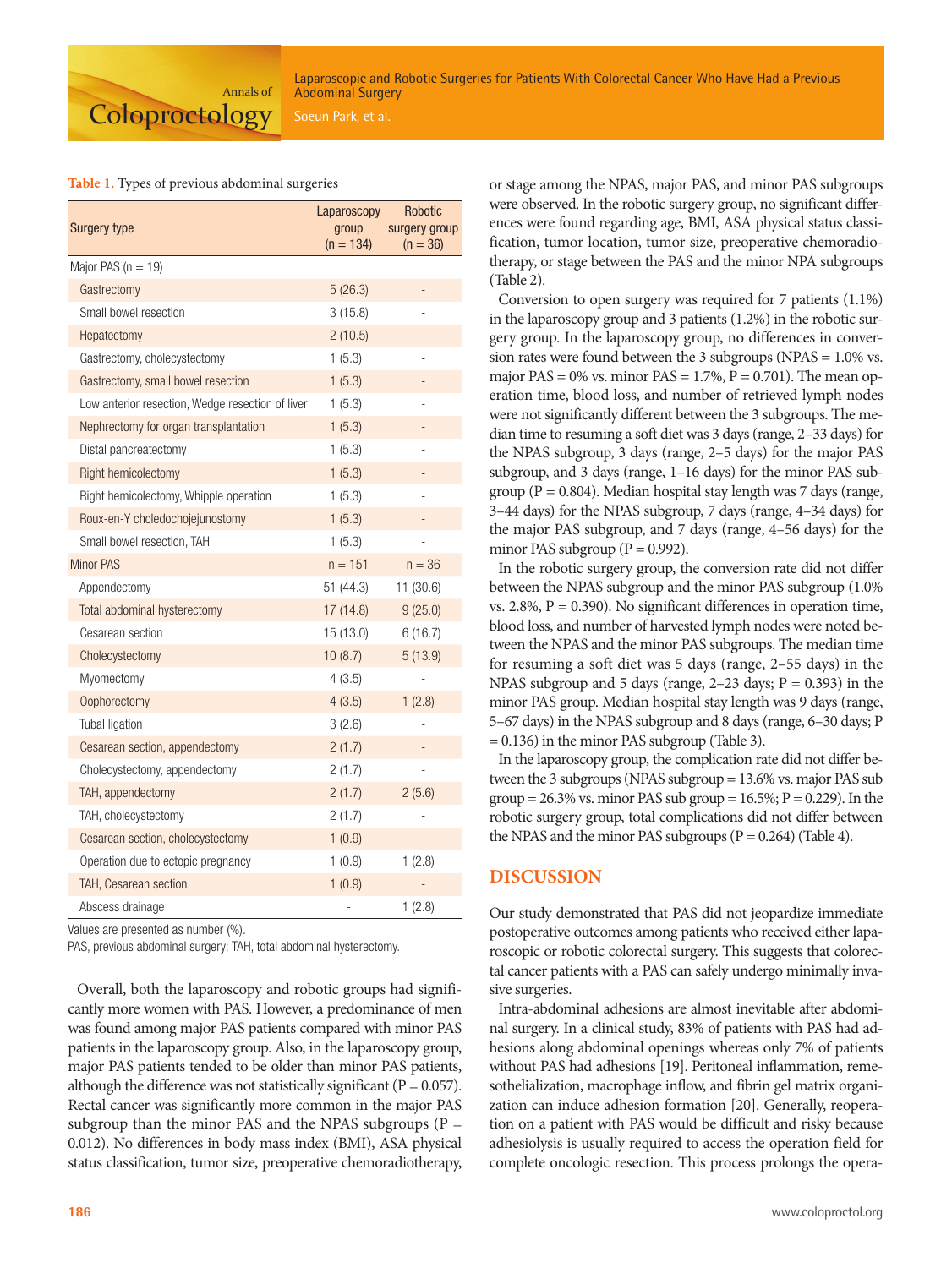**Table 1.** Types of previous abdominal surgeries

| Surgery type | Laparoscopy group (n = 134) | Robotic surgery group (n = 36) |
|---|---|---|
| Major PAS (n = 19) | | |
| Gastrectomy | 5 (26.3) | - |
| Small bowel resection | 3 (15.8) | - |
| Hepatectomy | 2 (10.5) | - |
| Gastrectomy, cholecystectomy | 1 (5.3) | - |
| Gastrectomy, small bowel resection | 1 (5.3) | - |
| Low anterior resection, Wedge resection of liver | 1 (5.3) | - |
| Nephrectomy for organ transplantation | 1 (5.3) | - |
| Distal pancreatectomy | 1 (5.3) | - |
| Right hemicolectomy | 1 (5.3) | - |
| Right hemicolectomy, Whipple operation | 1 (5.3) | - |
| Roux-en-Y choledochojejunostomy | 1 (5.3) | - |
| Small bowel resection, TAH | 1 (5.3) | - |
| Minor PAS | n = 151 | n = 36 |
| Appendectomy | 51 (44.3) | 11 (30.6) |
| Total abdominal hysterectomy | 17 (14.8) | 9 (25.0) |
| Cesarean section | 15 (13.0) | 6 (16.7) |
| Cholecystectomy | 10 (8.7) | 5 (13.9) |
| Myomectomy | 4 (3.5) | - |
| Oophorectomy | 4 (3.5) | 1 (2.8) |
| Tubal ligation | 3 (2.6) | - |
| Cesarean section, appendectomy | 2 (1.7) | - |
| Cholecystectomy, appendectomy | 2 (1.7) | - |
| TAH, appendectomy | 2 (1.7) | 2 (5.6) |
| TAH, cholecystectomy | 2 (1.7) | - |
| Cesarean section, cholecystectomy | 1 (0.9) | - |
| Operation due to ectopic pregnancy | 1 (0.9) | 1 (2.8) |
| TAH, Cesarean section | 1 (0.9) | - |
| Abscess drainage | - | 1 (2.8) |

Values are presented as number (%).
PAS, previous abdominal surgery; TAH, total abdominal hysterectomy.

Overall, both the laparoscopy and robotic groups had significantly more women with PAS. However, a predominance of men was found among major PAS patients compared with minor PAS patients in the laparoscopy group. Also, in the laparoscopy group, major PAS patients tended to be older than minor PAS patients, although the difference was not statistically significant (P = 0.057). Rectal cancer was significantly more common in the major PAS subgroup than the minor PAS and the NPAS subgroups (P = 0.012). No differences in body mass index (BMI), ASA physical status classification, tumor size, preoperative chemoradiotherapy, or stage among the NPAS, major PAS, and minor PAS subgroups were observed. In the robotic surgery group, no significant differences were found regarding age, BMI, ASA physical status classification, tumor location, tumor size, preoperative chemoradiotherapy, or stage between the PAS and the minor NPA subgroups (Table 2).

Conversion to open surgery was required for 7 patients (1.1%) in the laparoscopy group and 3 patients (1.2%) in the robotic surgery group. In the laparoscopy group, no differences in conversion rates were found between the 3 subgroups (NPAS = 1.0% vs. major PAS = 0% vs. minor PAS = 1.7%, P = 0.701). The mean operation time, blood loss, and number of retrieved lymph nodes were not significantly different between the 3 subgroups. The median time to resuming a soft diet was 3 days (range, 2–33 days) for the NPAS subgroup, 3 days (range, 2–5 days) for the major PAS subgroup, and 3 days (range, 1–16 days) for the minor PAS subgroup (P = 0.804). Median hospital stay length was 7 days (range, 3–44 days) for the NPAS subgroup, 7 days (range, 4–34 days) for the major PAS subgroup, and 7 days (range, 4–56 days) for the minor PAS subgroup (P = 0.992).

In the robotic surgery group, the conversion rate did not differ between the NPAS subgroup and the minor PAS subgroup (1.0% vs. 2.8%, P = 0.390). No significant differences in operation time, blood loss, and number of harvested lymph nodes were noted between the NPAS and the minor PAS subgroups. The median time for resuming a soft diet was 5 days (range, 2–55 days) in the NPAS subgroup and 5 days (range, 2–23 days; P = 0.393) in the minor PAS group. Median hospital stay length was 9 days (range, 5–67 days) in the NPAS subgroup and 8 days (range, 6–30 days; P = 0.136) in the minor PAS subgroup (Table 3).

In the laparoscopy group, the complication rate did not differ between the 3 subgroups (NPAS subgroup = 13.6% vs. major PAS sub group = 26.3% vs. minor PAS sub group = 16.5%; P = 0.229). In the robotic surgery group, total complications did not differ between the NPAS and the minor PAS subgroups (P = 0.264) (Table 4).

## DISCUSSION

Our study demonstrated that PAS did not jeopardize immediate postoperative outcomes among patients who received either laparoscopic or robotic colorectal surgery. This suggests that colorectal cancer patients with a PAS can safely undergo minimally invasive surgeries.

Intra-abdominal adhesions are almost inevitable after abdominal surgery. In a clinical study, 83% of patients with PAS had adhesions along abdominal openings whereas only 7% of patients without PAS had adhesions [19]. Peritoneal inflammation, remesothelialization, macrophage inflow, and fibrin gel matrix organization can induce adhesion formation [20]. Generally, reoperation on a patient with PAS would be difficult and risky because adhesiolysis is usually required to access the operation field for complete oncologic resection. This process prolongs the opera-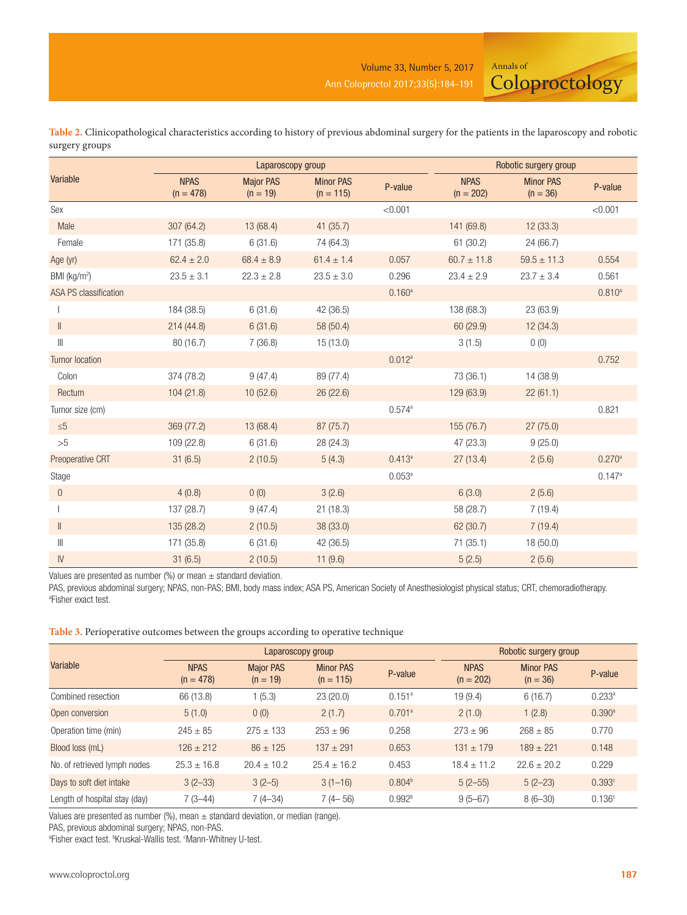**Table 2.** Clinicopathological characteristics according to history of previous abdominal surgery for the patients in the laparoscopy and robotic surgery groups

| Variable | Laparoscopy group | | | | Robotic surgery group | | |
|---|---|---|---|---|---|---|---|
| | NPAS (n = 478) | Major PAS (n = 19) | Minor PAS (n = 115) | P-value | NPAS (n = 202) | Minor PAS (n = 36) | P-value |
| Sex | | | | <0.001 | | | <0.001 |
| Male | 307 (64.2) | 13 (68.4) | 41 (35.7) | | 141 (69.8) | 12 (33.3) | |
| Female | 171 (35.8) | 6 (31.6) | 74 (64.3) | | 61 (30.2) | 24 (66.7) | |
| Age (yr) | 62.4 ± 2.0 | 68.4 ± 8.9 | 61.4 ± 1.4 | 0.057 | 60.7 ± 11.8 | 59.5 ± 11.3 | 0.554 |
| BMI (kg/m²) | 23.5 ± 3.1 | 22.3 ± 2.8 | 23.5 ± 3.0 | 0.296 | 23.4 ± 2.9 | 23.7 ± 3.4 | 0.561 |
| ASA PS classification | | | | 0.160[a] | | | 0.810[a] |
| I | 184 (38.5) | 6 (31.6) | 42 (36.5) | | 138 (68.3) | 23 (63.9) | |
| II | 214 (44.8) | 6 (31.6) | 58 (50.4) | | 60 (29.9) | 12 (34.3) | |
| III | 80 (16.7) | 7 (36.8) | 15 (13.0) | | 3 (1.5) | 0 (0) | |
| Tumor location | | | | 0.012[a] | | | 0.752 |
| Colon | 374 (78.2) | 9 (47.4) | 89 (77.4) | | 73 (36.1) | 14 (38.9) | |
| Rectum | 104 (21.8) | 10 (52.6) | 26 (22.6) | | 129 (63.9) | 22 (61.1) | |
| Tumor size (cm) | | | | 0.574[a] | | | 0.821 |
| ≤5 | 369 (77.2) | 13 (68.4) | 87 (75.7) | | 155 (76.7) | 27 (75.0) | |
| >5 | 109 (22.8) | 6 (31.6) | 28 (24.3) | | 47 (23.3) | 9 (25.0) | |
| Preoperative CRT | 31 (6.5) | 2 (10.5) | 5 (4.3) | 0.413[a] | 27 (13.4) | 2 (5.6) | 0.270[a] |
| Stage | | | | 0.053[a] | | | 0.147[a] |
| 0 | 4 (0.8) | 0 (0) | 3 (2.6) | | 6 (3.0) | 2 (5.6) | |
| I | 137 (28.7) | 9 (47.4) | 21 (18.3) | | 58 (28.7) | 7 (19.4) | |
| II | 135 (28.2) | 2 (10.5) | 38 (33.0) | | 62 (30.7) | 7 (19.4) | |
| III | 171 (35.8) | 6 (31.6) | 42 (36.5) | | 71 (35.1) | 18 (50.0) | |
| IV | 31 (6.5) | 2 (10.5) | 11 (9.6) | | 5 (2.5) | 2 (5.6) | |

Values are presented as number (%) or mean ± standard deviation.
PAS, previous abdominal surgery; NPAS, non-PAS; BMI, body mass index; ASA PS, American Society of Anesthesiologist physical status; CRT, chemoradiotherapy.
[a]Fisher exact test.

**Table 3.** Perioperative outcomes between the groups according to operative technique

| Variable | Laparoscopy group | | | | Robotic surgery group | | |
|---|---|---|---|---|---|---|---|
| | NPAS (n = 478) | Major PAS (n = 19) | Minor PAS (n = 115) | P-value | NPAS (n = 202) | Minor PAS (n = 36) | P-value |
| Combined resection | 66 (13.8) | 1 (5.3) | 23 (20.0) | 0.151[a] | 19 (9.4) | 6 (16.7) | 0.233[a] |
| Open conversion | 5 (1.0) | 0 (0) | 2 (1.7) | 0.701[a] | 2 (1.0) | 1 (2.8) | 0.390[a] |
| Operation time (min) | 245 ± 85 | 275 ± 133 | 253 ± 96 | 0.258 | 273 ± 96 | 268 ± 85 | 0.770 |
| Blood loss (mL) | 126 ± 212 | 86 ± 125 | 137 ± 291 | 0.653 | 131 ± 179 | 189 ± 221 | 0.148 |
| No. of retrieved lymph nodes | 25.3 ± 16.8 | 20.4 ± 10.2 | 25.4 ± 16.2 | 0.453 | 18.4 ± 11.2 | 22.6 ± 20.2 | 0.229 |
| Days to soft diet intake | 3 (2–33) | 3 (2–5) | 3 (1–16) | 0.804[b] | 5 (2–55) | 5 (2–23) | 0.393[c] |
| Length of hospital stay (day) | 7 (3–44) | 7 (4–34) | 7 (4– 56) | 0.992[b] | 9 (5–67) | 8 (6–30) | 0.136[c] |

Values are presented as number (%), mean ± standard deviation, or median (range).
PAS, previous abdominal surgery; NPAS, non-PAS.
[a]Fisher exact test. [b]Kruskal-Wallis test. [c]Mann-Whitney U-test.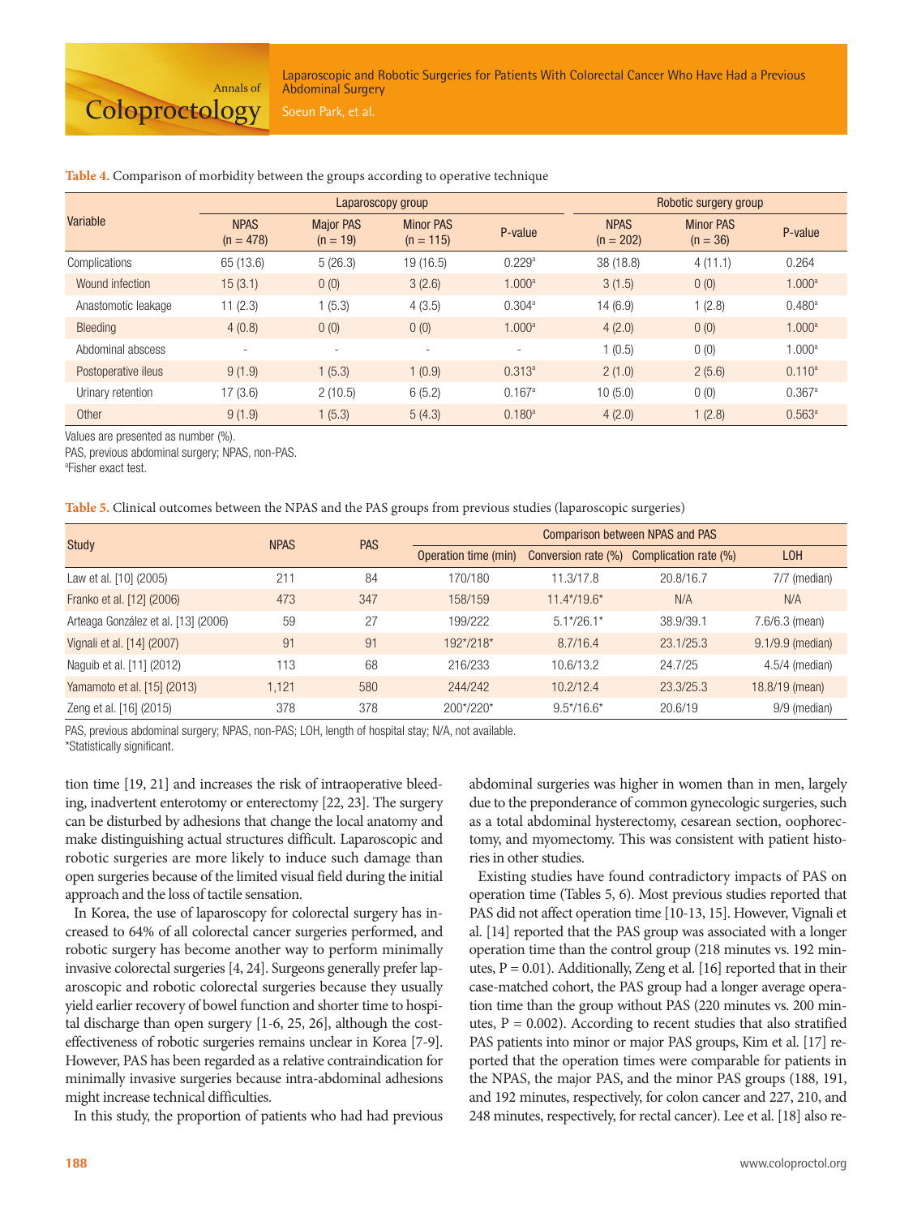**Table 4.** Comparison of morbidity between the groups according to operative technique

| Variable | Laparoscopy group | | | | Robotic surgery group | | |
|---|---|---|---|---|---|---|---|
| | NPAS (n = 478) | Major PAS (n = 19) | Minor PAS (n = 115) | P-value | NPAS (n = 202) | Minor PAS (n = 36) | P-value |
| Complications | 65 (13.6) | 5 (26.3) | 19 (16.5) | 0.229[a] | 38 (18.8) | 4 (11.1) | 0.264 |
| Wound infection | 15 (3.1) | 0 (0) | 3 (2.6) | 1.000[a] | 3 (1.5) | 0 (0) | 1.000[a] |
| Anastomotic leakage | 11 (2.3) | 1 (5.3) | 4 (3.5) | 0.304[a] | 14 (6.9) | 1 (2.8) | 0.480[a] |
| Bleeding | 4 (0.8) | 0 (0) | 0 (0) | 1.000[a] | 4 (2.0) | 0 (0) | 1.000[a] |
| Abdominal abscess | - | - | - | - | 1 (0.5) | 0 (0) | 1.000[a] |
| Postoperative ileus | 9 (1.9) | 1 (5.3) | 1 (0.9) | 0.313[a] | 2 (1.0) | 2 (5.6) | 0.110[a] |
| Urinary retention | 17 (3.6) | 2 (10.5) | 6 (5.2) | 0.167[a] | 10 (5.0) | 0 (0) | 0.367[a] |
| Other | 9 (1.9) | 1 (5.3) | 5 (4.3) | 0.180[a] | 4 (2.0) | 1 (2.8) | 0.563[a] |

Values are presented as number (%).
PAS, previous abdominal surgery; NPAS, non-PAS.
[a]Fisher exact test.

**Table 5.** Clinical outcomes between the NPAS and the PAS groups from previous studies (laparoscopic surgeries)

| Study | NPAS | PAS | Comparison between NPAS and PAS | | | |
|---|---|---|---|---|---|---|
| | | | Operation time (min) | Conversion rate (%) | Complication rate (%) | LOH |
| Law et al. [10] (2005) | 211 | 84 | 170/180 | 11.3/17.8 | 20.8/16.7 | 7/7 (median) |
| Franko et al. [12] (2006) | 473 | 347 | 158/159 | 11.4*/19.6* | N/A | N/A |
| Arteaga González et al. [13] (2006) | 59 | 27 | 199/222 | 5.1*/26.1* | 38.9/39.1 | 7.6/6.3 (mean) |
| Vignali et al. [14] (2007) | 91 | 91 | 192*/218* | 8.7/16.4 | 23.1/25.3 | 9.1/9.9 (median) |
| Naguib et al. [11] (2012) | 113 | 68 | 216/233 | 10.6/13.2 | 24.7/25 | 4.5/4 (median) |
| Yamamoto et al. [15] (2013) | 1,121 | 580 | 244/242 | 10.2/12.4 | 23.3/25.3 | 18.8/19 (mean) |
| Zeng et al. [16] (2015) | 378 | 378 | 200*/220* | 9.5*/16.6* | 20.6/19 | 9/9 (median) |

PAS, previous abdominal surgery; NPAS, non-PAS; LOH, length of hospital stay; N/A, not available.
*Statistically significant.

tion time [19, 21] and increases the risk of intraoperative bleeding, inadvertent enterotomy or enterectomy [22, 23]. The surgery can be disturbed by adhesions that change the local anatomy and make distinguishing actual structures difficult. Laparoscopic and robotic surgeries are more likely to induce such damage than open surgeries because of the limited visual field during the initial approach and the loss of tactile sensation.

In Korea, the use of laparoscopy for colorectal surgery has increased to 64% of all colorectal cancer surgeries performed, and robotic surgery has become another way to perform minimally invasive colorectal surgeries [4, 24]. Surgeons generally prefer laparoscopic and robotic colorectal surgeries because they usually yield earlier recovery of bowel function and shorter time to hospital discharge than open surgery [1-6, 25, 26], although the cost-effectiveness of robotic surgeries remains unclear in Korea [7-9]. However, PAS has been regarded as a relative contraindication for minimally invasive surgeries because intra-abdominal adhesions might increase technical difficulties.

In this study, the proportion of patients who had had previous abdominal surgeries was higher in women than in men, largely due to the preponderance of common gynecologic surgeries, such as a total abdominal hysterectomy, cesarean section, oophorectomy, and myomectomy. This was consistent with patient histories in other studies.

Existing studies have found contradictory impacts of PAS on operation time (Tables 5, 6). Most previous studies reported that PAS did not affect operation time [10-13, 15]. However, Vignali et al. [14] reported that the PAS group was associated with a longer operation time than the control group (218 minutes vs. 192 minutes, P = 0.01). Additionally, Zeng et al. [16] reported that in their case-matched cohort, the PAS group had a longer average operation time than the group without PAS (220 minutes vs. 200 minutes, P = 0.002). According to recent studies that also stratified PAS patients into minor or major PAS groups, Kim et al. [17] reported that the operation times were comparable for patients in the NPAS, the major PAS, and the minor PAS groups (188, 191, and 192 minutes, respectively, for colon cancer and 227, 210, and 248 minutes, respectively, for rectal cancer). Lee et al. [18] also re-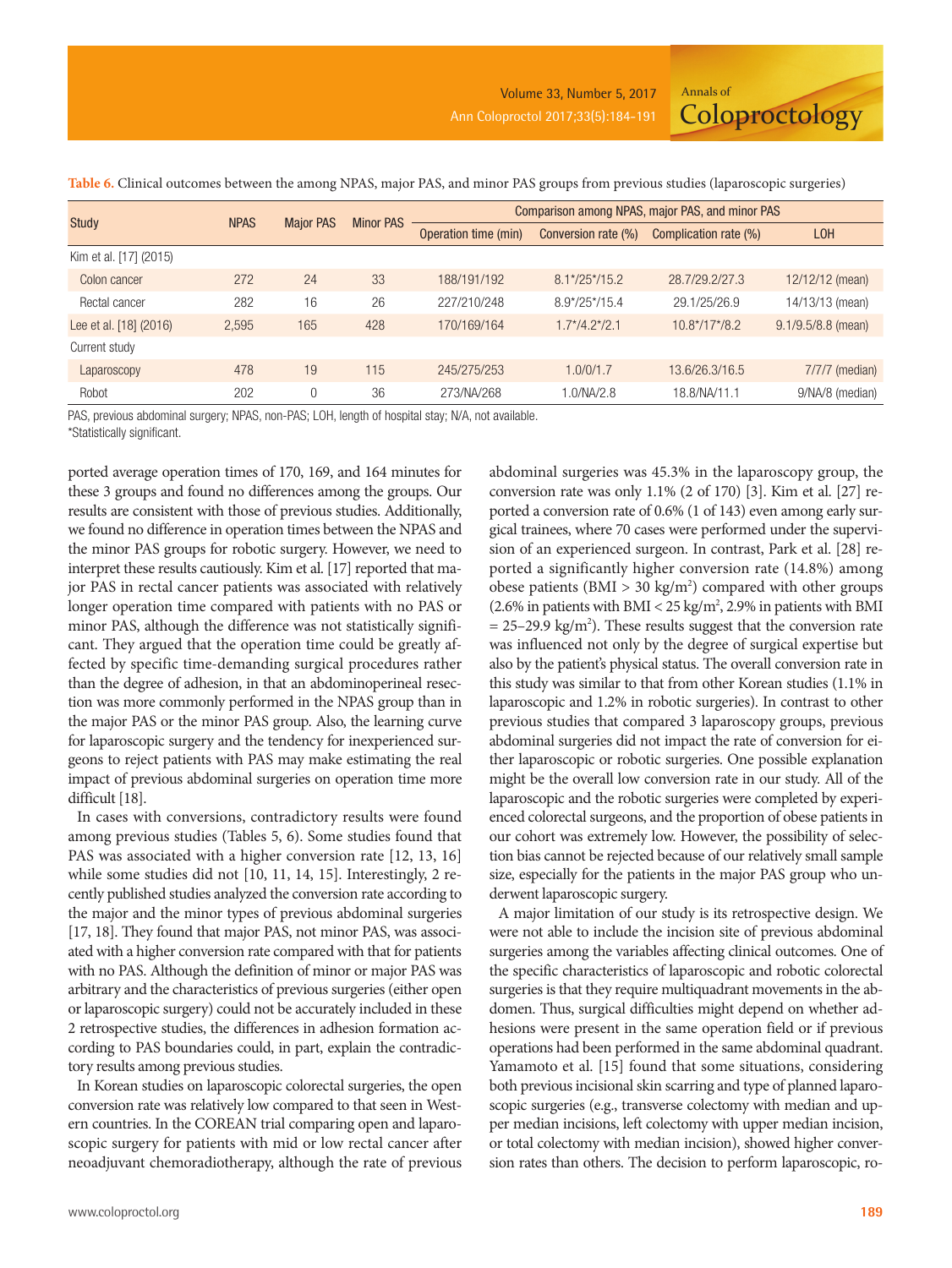**Table 6.** Clinical outcomes between the among NPAS, major PAS, and minor PAS groups from previous studies (laparoscopic surgeries)

| Study | NPAS | Major PAS | Minor PAS | Comparison among NPAS, major PAS, and minor PAS | | | |
|---|---|---|---|---|---|---|---|
| | | | | Operation time (min) | Conversion rate (%) | Complication rate (%) | LOH |
| Kim et al. [17] (2015) | | | | | | | |
| Colon cancer | 272 | 24 | 33 | 188/191/192 | 8.1*/25*/15.2 | 28.7/29.2/27.3 | 12/12/12 (mean) |
| Rectal cancer | 282 | 16 | 26 | 227/210/248 | 8.9*/25*/15.4 | 29.1/25/26.9 | 14/13/13 (mean) |
| Lee et al. [18] (2016) | 2,595 | 165 | 428 | 170/169/164 | 1.7*/4.2*/2.1 | 10.8*/17*/8.2 | 9.1/9.5/8.8 (mean) |
| Current study | | | | | | | |
| Laparoscopy | 478 | 19 | 115 | 245/275/253 | 1.0/0/1.7 | 13.6/26.3/16.5 | 7/7/7 (median) |
| Robot | 202 | 0 | 36 | 273/NA/268 | 1.0/NA/2.8 | 18.8/NA/11.1 | 9/NA/8 (median) |

PAS, previous abdominal surgery; NPAS, non-PAS; LOH, length of hospital stay; N/A, not available.
*Statistically significant.

ported average operation times of 170, 169, and 164 minutes for these 3 groups and found no differences among the groups. Our results are consistent with those of previous studies. Additionally, we found no difference in operation times between the NPAS and the minor PAS groups for robotic surgery. However, we need to interpret these results cautiously. Kim et al. [17] reported that major PAS in rectal cancer patients was associated with relatively longer operation time compared with patients with no PAS or minor PAS, although the difference was not statistically significant. They argued that the operation time could be greatly affected by specific time-demanding surgical procedures rather than the degree of adhesion, in that an abdominoperineal resection was more commonly performed in the NPAS group than in the major PAS or the minor PAS group. Also, the learning curve for laparoscopic surgery and the tendency for inexperienced surgeons to reject patients with PAS may make estimating the real impact of previous abdominal surgeries on operation time more difficult [18].

In cases with conversions, contradictory results were found among previous studies (Tables 5, 6). Some studies found that PAS was associated with a higher conversion rate [12, 13, 16] while some studies did not [10, 11, 14, 15]. Interestingly, 2 recently published studies analyzed the conversion rate according to the major and the minor types of previous abdominal surgeries [17, 18]. They found that major PAS, not minor PAS, was associated with a higher conversion rate compared with that for patients with no PAS. Although the definition of minor or major PAS was arbitrary and the characteristics of previous surgeries (either open or laparoscopic surgery) could not be accurately included in these 2 retrospective studies, the differences in adhesion formation according to PAS boundaries could, in part, explain the contradictory results among previous studies.

In Korean studies on laparoscopic colorectal surgeries, the open conversion rate was relatively low compared to that seen in Western countries. In the COREAN trial comparing open and laparoscopic surgery for patients with mid or low rectal cancer after neoadjuvant chemoradiotherapy, although the rate of previous abdominal surgeries was 45.3% in the laparoscopy group, the conversion rate was only 1.1% (2 of 170) [3]. Kim et al. [27] reported a conversion rate of 0.6% (1 of 143) even among early surgical trainees, where 70 cases were performed under the supervision of an experienced surgeon. In contrast, Park et al. [28] reported a significantly higher conversion rate (14.8%) among obese patients (BMI > 30 kg/m$^2$) compared with other groups (2.6% in patients with BMI < 25 kg/m$^2$, 2.9% in patients with BMI = 25–29.9 kg/m$^2$). These results suggest that the conversion rate was influenced not only by the degree of surgical expertise but also by the patient's physical status. The overall conversion rate in this study was similar to that from other Korean studies (1.1% in laparoscopic and 1.2% in robotic surgeries). In contrast to other previous studies that compared 3 laparoscopy groups, previous abdominal surgeries did not impact the rate of conversion for either laparoscopic or robotic surgeries. One possible explanation might be the overall low conversion rate in our study. All of the laparoscopic and the robotic surgeries were completed by experienced colorectal surgeons, and the proportion of obese patients in our cohort was extremely low. However, the possibility of selection bias cannot be rejected because of our relatively small sample size, especially for the patients in the major PAS group who underwent laparoscopic surgery.

A major limitation of our study is its retrospective design. We were not able to include the incision site of previous abdominal surgeries among the variables affecting clinical outcomes. One of the specific characteristics of laparoscopic and robotic colorectal surgeries is that they require multiquadrant movements in the abdomen. Thus, surgical difficulties might depend on whether adhesions were present in the same operation field or if previous operations had been performed in the same abdominal quadrant. Yamamoto et al. [15] found that some situations, considering both previous incisional skin scarring and type of planned laparoscopic surgeries (e.g., transverse colectomy with median and upper median incisions, left colectomy with upper median incision, or total colectomy with median incision), showed higher conversion rates than others. The decision to perform laparoscopic, ro-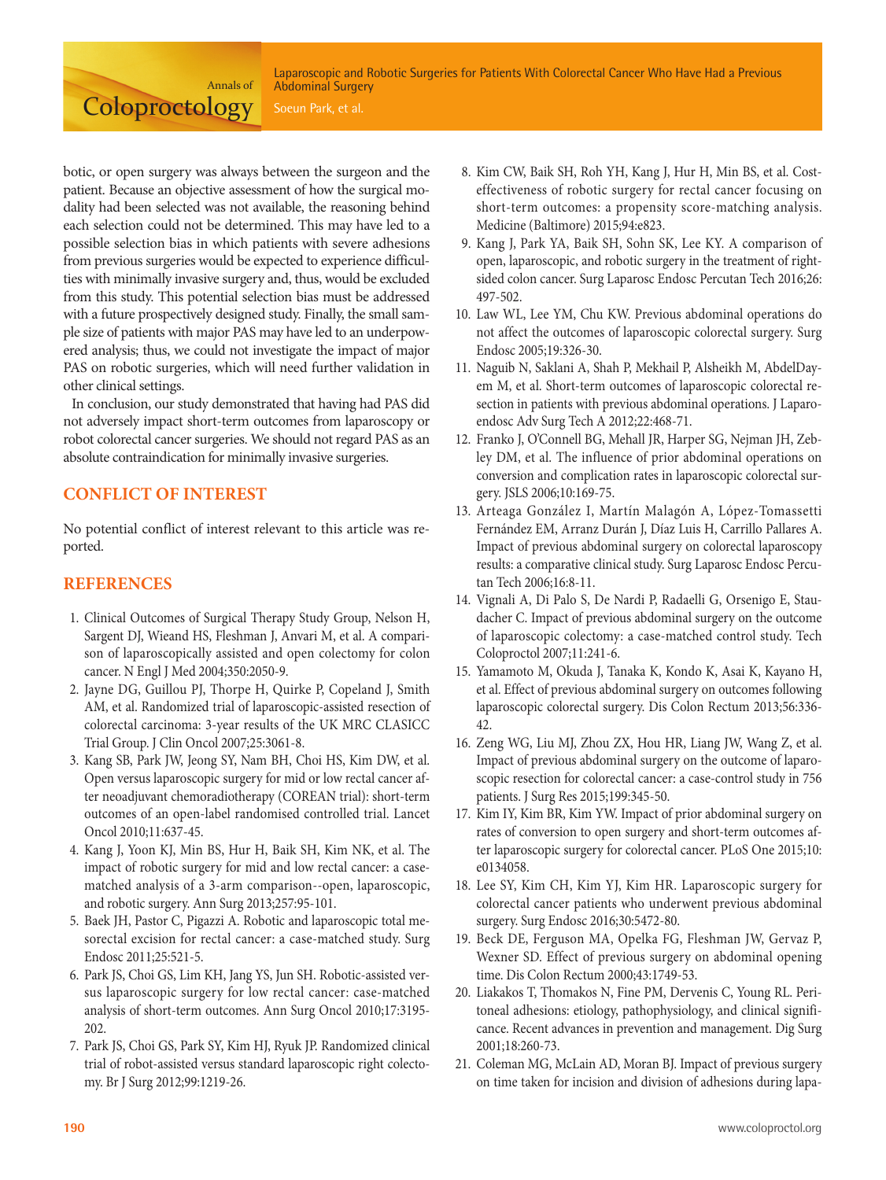botic, or open surgery was always between the surgeon and the patient. Because an objective assessment of how the surgical modality had been selected was not available, the reasoning behind each selection could not be determined. This may have led to a possible selection bias in which patients with severe adhesions from previous surgeries would be expected to experience difficulties with minimally invasive surgery and, thus, would be excluded from this study. This potential selection bias must be addressed with a future prospectively designed study. Finally, the small sample size of patients with major PAS may have led to an underpowered analysis; thus, we could not investigate the impact of major PAS on robotic surgeries, which will need further validation in other clinical settings.

In conclusion, our study demonstrated that having had PAS did not adversely impact short-term outcomes from laparoscopy or robot colorectal cancer surgeries. We should not regard PAS as an absolute contraindication for minimally invasive surgeries.

## CONFLICT OF INTEREST

No potential conflict of interest relevant to this article was reported.

## REFERENCES

1. Clinical Outcomes of Surgical Therapy Study Group, Nelson H, Sargent DJ, Wieand HS, Fleshman J, Anvari M, et al. A comparison of laparoscopically assisted and open colectomy for colon cancer. N Engl J Med 2004;350:2050-9.
2. Jayne DG, Guillou PJ, Thorpe H, Quirke P, Copeland J, Smith AM, et al. Randomized trial of laparoscopic-assisted resection of colorectal carcinoma: 3-year results of the UK MRC CLASICC Trial Group. J Clin Oncol 2007;25:3061-8.
3. Kang SB, Park JW, Jeong SY, Nam BH, Choi HS, Kim DW, et al. Open versus laparoscopic surgery for mid or low rectal cancer after neoadjuvant chemoradiotherapy (COREAN trial): short-term outcomes of an open-label randomised controlled trial. Lancet Oncol 2010;11:637-45.
4. Kang J, Yoon KJ, Min BS, Hur H, Baik SH, Kim NK, et al. The impact of robotic surgery for mid and low rectal cancer: a case-matched analysis of a 3-arm comparison--open, laparoscopic, and robotic surgery. Ann Surg 2013;257:95-101.
5. Baek JH, Pastor C, Pigazzi A. Robotic and laparoscopic total mesorectal excision for rectal cancer: a case-matched study. Surg Endosc 2011;25:521-5.
6. Park JS, Choi GS, Lim KH, Jang YS, Jun SH. Robotic-assisted versus laparoscopic surgery for low rectal cancer: case-matched analysis of short-term outcomes. Ann Surg Oncol 2010;17:3195-202.
7. Park JS, Choi GS, Park SY, Kim HJ, Ryuk JP. Randomized clinical trial of robot-assisted versus standard laparoscopic right colectomy. Br J Surg 2012;99:1219-26.
8. Kim CW, Baik SH, Roh YH, Kang J, Hur H, Min BS, et al. Cost-effectiveness of robotic surgery for rectal cancer focusing on short-term outcomes: a propensity score-matching analysis. Medicine (Baltimore) 2015;94:e823.
9. Kang J, Park YA, Baik SH, Sohn SK, Lee KY. A comparison of open, laparoscopic, and robotic surgery in the treatment of right-sided colon cancer. Surg Laparosc Endosc Percutan Tech 2016;26:497-502.
10. Law WL, Lee YM, Chu KW. Previous abdominal operations do not affect the outcomes of laparoscopic colorectal surgery. Surg Endosc 2005;19:326-30.
11. Naguib N, Saklani A, Shah P, Mekhail P, Alsheikh M, AbdelDayem M, et al. Short-term outcomes of laparoscopic colorectal resection in patients with previous abdominal operations. J Laparoendosc Adv Surg Tech A 2012;22:468-71.
12. Franko J, O'Connell BG, Mehall JR, Harper SG, Nejman JH, Zebley DM, et al. The influence of prior abdominal operations on conversion and complication rates in laparoscopic colorectal surgery. JSLS 2006;10:169-75.
13. Arteaga González I, Martín Malagón A, López-Tomassetti Fernández EM, Arranz Durán J, Díaz Luis H, Carrillo Pallares A. Impact of previous abdominal surgery on colorectal laparoscopy results: a comparative clinical study. Surg Laparosc Endosc Percutan Tech 2006;16:8-11.
14. Vignali A, Di Palo S, De Nardi P, Radaelli G, Orsenigo E, Staudacher C. Impact of previous abdominal surgery on the outcome of laparoscopic colectomy: a case-matched control study. Tech Coloproctol 2007;11:241-6.
15. Yamamoto M, Okuda J, Tanaka K, Kondo K, Asai K, Kayano H, et al. Effect of previous abdominal surgery on outcomes following laparoscopic colorectal surgery. Dis Colon Rectum 2013;56:336-42.
16. Zeng WG, Liu MJ, Zhou ZX, Hou HR, Liang JW, Wang Z, et al. Impact of previous abdominal surgery on the outcome of laparoscopic resection for colorectal cancer: a case-control study in 756 patients. J Surg Res 2015;199:345-50.
17. Kim IY, Kim BR, Kim YW. Impact of prior abdominal surgery on rates of conversion to open surgery and short-term outcomes after laparoscopic surgery for colorectal cancer. PLoS One 2015;10:e0134058.
18. Lee SY, Kim CH, Kim YJ, Kim HR. Laparoscopic surgery for colorectal cancer patients who underwent previous abdominal surgery. Surg Endosc 2016;30:5472-80.
19. Beck DE, Ferguson MA, Opelka FG, Fleshman JW, Gervaz P, Wexner SD. Effect of previous surgery on abdominal opening time. Dis Colon Rectum 2000;43:1749-53.
20. Liakakos T, Thomakos N, Fine PM, Dervenis C, Young RL. Peritoneal adhesions: etiology, pathophysiology, and clinical significance. Recent advances in prevention and management. Dig Surg 2001;18:260-73.
21. Coleman MG, McLain AD, Moran BJ. Impact of previous surgery on time taken for incision and division of adhesions during lapa-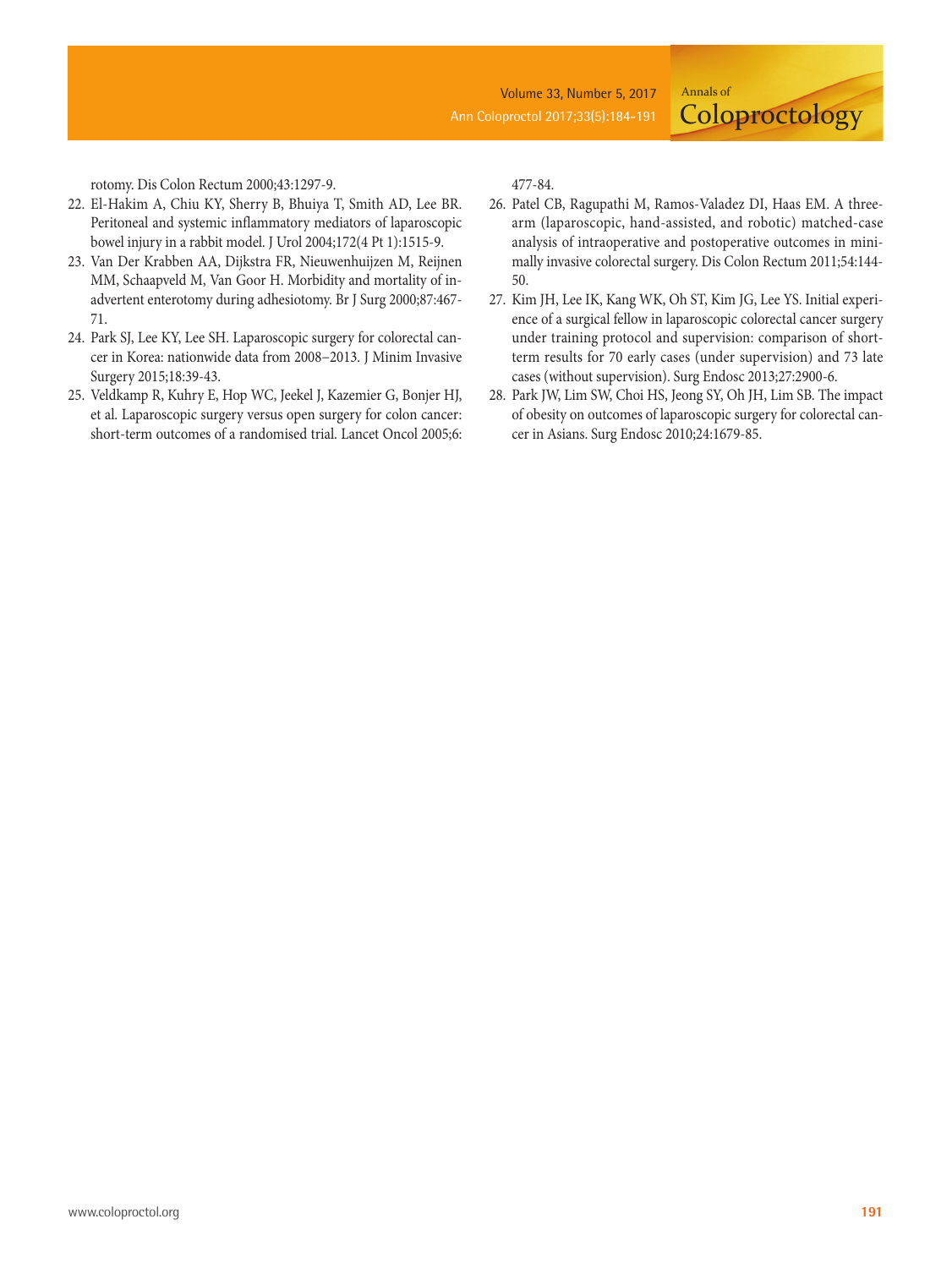rotomy. Dis Colon Rectum 2000;43:1297-9.

22. El-Hakim A, Chiu KY, Sherry B, Bhuiya T, Smith AD, Lee BR. Peritoneal and systemic inflammatory mediators of laparoscopic bowel injury in a rabbit model. J Urol 2004;172(4 Pt 1):1515-9.
23. Van Der Krabben AA, Dijkstra FR, Nieuwenhuijzen M, Reijnen MM, Schaapveld M, Van Goor H. Morbidity and mortality of inadvertent enterotomy during adhesiotomy. Br J Surg 2000;87:467-71.
24. Park SJ, Lee KY, Lee SH. Laparoscopic surgery for colorectal cancer in Korea: nationwide data from 2008–2013. J Minim Invasive Surgery 2015;18:39-43.
25. Veldkamp R, Kuhry E, Hop WC, Jeekel J, Kazemier G, Bonjer HJ, et al. Laparoscopic surgery versus open surgery for colon cancer: short-term outcomes of a randomised trial. Lancet Oncol 2005;6:477-84.
26. Patel CB, Ragupathi M, Ramos-Valadez DI, Haas EM. A three-arm (laparoscopic, hand-assisted, and robotic) matched-case analysis of intraoperative and postoperative outcomes in minimally invasive colorectal surgery. Dis Colon Rectum 2011;54:144-50.
27. Kim JH, Lee IK, Kang WK, Oh ST, Kim JG, Lee YS. Initial experience of a surgical fellow in laparoscopic colorectal cancer surgery under training protocol and supervision: comparison of short-term results for 70 early cases (under supervision) and 73 late cases (without supervision). Surg Endosc 2013;27:2900-6.
28. Park JW, Lim SW, Choi HS, Jeong SY, Oh JH, Lim SB. The impact of obesity on outcomes of laparoscopic surgery for colorectal cancer in Asians. Surg Endosc 2010;24:1679-85.